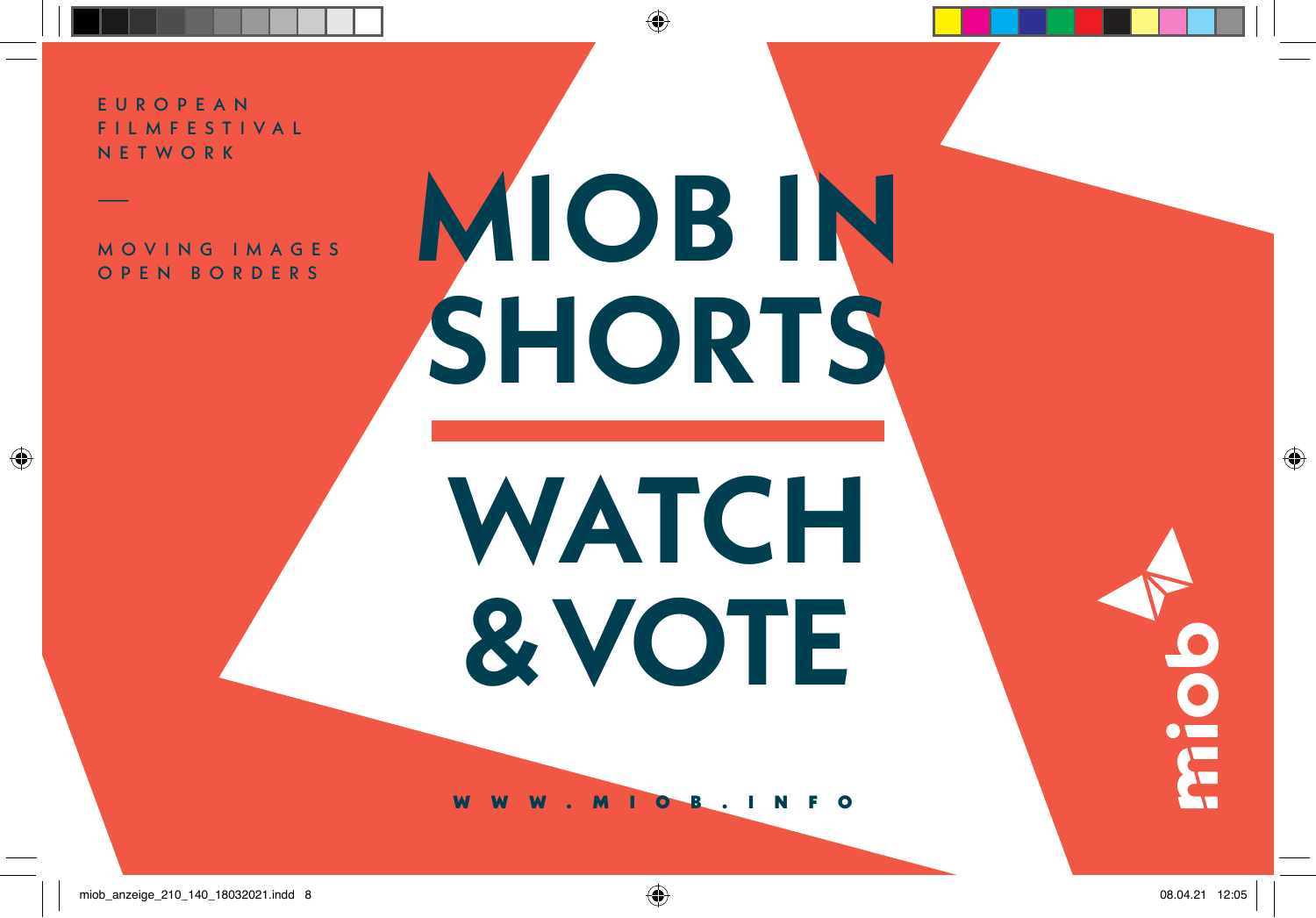EUROPEAN
FILMFESTIVAL
NETWORK

—

MOVING IMAGES
OPEN BORDERS

# MIOB IN SHORTS

# WATCH & VOTE

WWW.MIOB.INFO

miob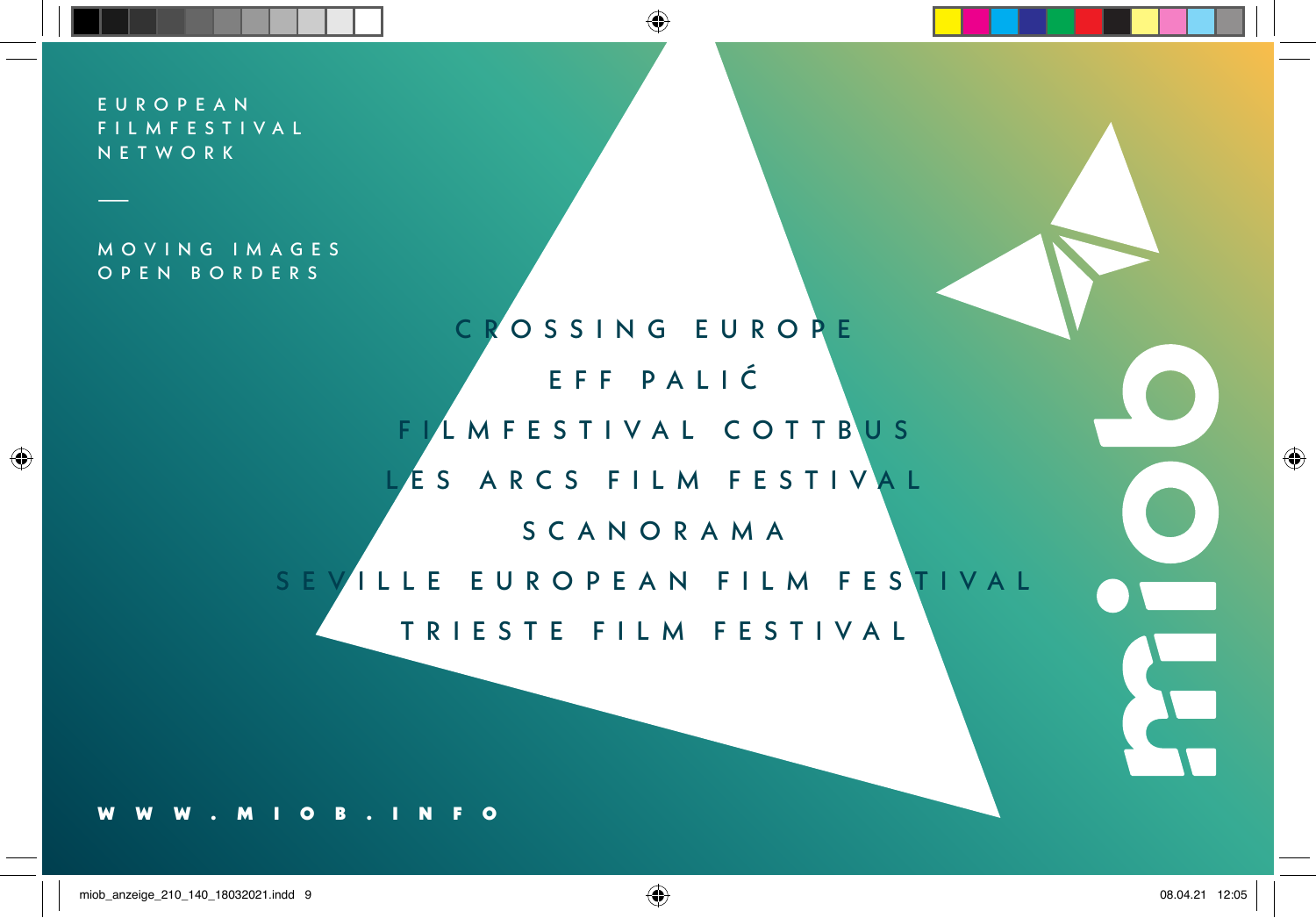EUROPEAN
FILMFESTIVAL
NETWORK

—

MOVING IMAGES
OPEN BORDERS

CROSSING EUROPE

EFF PALIĆ

FILMFESTIVAL COTTBUS

LES ARCS FILM FESTIVAL

SCANORAMA

SEVILLE EUROPEAN FILM FESTIVAL

TRIESTE FILM FESTIVAL

miob

**WWW.MIOB.INFO**